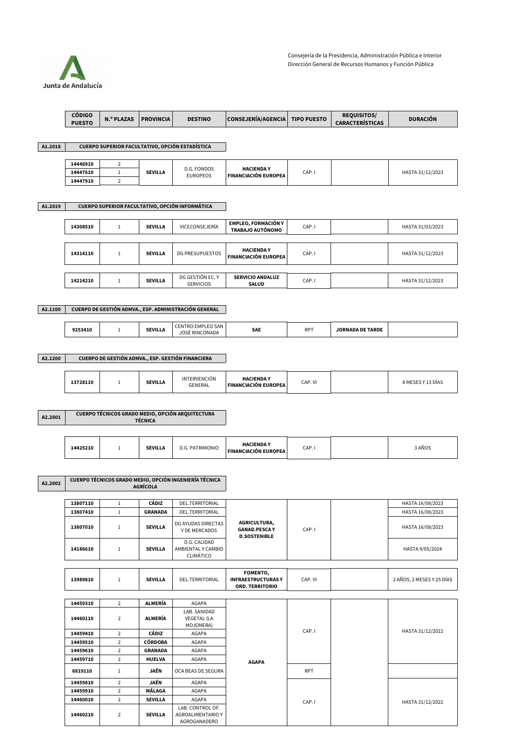Consejería de la Presidencia, Administración Pública e Interior
Dirección General de Recursos Humanos y Función Pública

| CÓDIGO PUESTO | N.º PLAZAS | PROVINCIA | DESTINO | CONSEJERÍA/AGENCIA | TIPO PUESTO | REQUISITOS/ CARACTERÍSTICAS | DURACIÓN |
|---|---|---|---|---|---|---|---|

**A1.2018 — CUERPO SUPERIOR FACULTATIVO, OPCIÓN ESTADÍSTICA**

| CÓDIGO PUESTO | N.º PLAZAS | PROVINCIA | DESTINO | CONSEJERÍA/AGENCIA | TIPO PUESTO | REQUISITOS/ CARACTERÍSTICAS | DURACIÓN |
|---|---|---|---|---|---|---|---|
| 14446910 | 2 | SEVILLA | D.G. FONDOS EUROPEOS | HACIENDA Y FINANCIACIÓN EUROPEA | CAP. I | | HASTA 31/12/2023 |
| 14447610 | 1 | SEVILLA | D.G. FONDOS EUROPEOS | HACIENDA Y FINANCIACIÓN EUROPEA | CAP. I | | HASTA 31/12/2023 |
| 14447910 | 2 | SEVILLA | D.G. FONDOS EUROPEOS | HACIENDA Y FINANCIACIÓN EUROPEA | CAP. I | | HASTA 31/12/2023 |

**A1.2019 — CUERPO SUPERIOR FACULTATIVO, OPCIÓN INFORMÁTICA**

| CÓDIGO PUESTO | N.º PLAZAS | PROVINCIA | DESTINO | CONSEJERÍA/AGENCIA | TIPO PUESTO | REQUISITOS/ CARACTERÍSTICAS | DURACIÓN |
|---|---|---|---|---|---|---|---|
| 14308510 | 1 | SEVILLA | VICECONSEJERÍA | EMPLEO, FORMACIÓN Y TRABAJO AUTÓNOMO | CAP. I | | HASTA 31/03/2023 |
| 14314110 | 1 | SEVILLA | DG PRESUPUESTOS | HACIENDA Y FINANCIACIÓN EUROPEA | CAP. I | | HASTA 31/12/2023 |
| 14214210 | 1 | SEVILLA | DG GESTIÓN EC. Y SERVICIOS | SERVICIO ANDALUZ SALUD | CAP. I | | HASTA 31/12/2023 |

**A2.1100 — CUERPO DE GESTIÓN ADMVA., ESP. ADMINISTRACIÓN GENERAL**

| CÓDIGO PUESTO | N.º PLAZAS | PROVINCIA | DESTINO | CONSEJERÍA/AGENCIA | TIPO PUESTO | REQUISITOS/ CARACTERÍSTICAS | DURACIÓN |
|---|---|---|---|---|---|---|---|
| 9253410 | 1 | SEVILLA | CENTRO EMPLEO SAN JOSÉ RINCONADA | SAE | RPT | JORNADA DE TARDE | |

**A2.1200 — CUERPO DE GESTIÓN ADMVA., ESP. GESTIÓN FINANCIERA**

| CÓDIGO PUESTO | N.º PLAZAS | PROVINCIA | DESTINO | CONSEJERÍA/AGENCIA | TIPO PUESTO | REQUISITOS/ CARACTERÍSTICAS | DURACIÓN |
|---|---|---|---|---|---|---|---|
| 13728110 | 1 | SEVILLA | INTERVENCIÓN GENERAL | HACIENDA Y FINANCIACIÓN EUROPEA | CAP. VI | | 8 MESES Y 13 DÍAS |

**A2.2001 — CUERPO TÉCNICOS GRADO MEDIO, OPCIÓN ARQUITECTURA TÉCNICA**

| CÓDIGO PUESTO | N.º PLAZAS | PROVINCIA | DESTINO | CONSEJERÍA/AGENCIA | TIPO PUESTO | REQUISITOS/ CARACTERÍSTICAS | DURACIÓN |
|---|---|---|---|---|---|---|---|
| 14425210 | 1 | SEVILLA | D.G. PATRIMONIO | HACIENDA Y FINANCIACIÓN EUROPEA | CAP. I | | 3 AÑOS |

**A2.2002 — CUERPO TÉCNICOS GRADO MEDIO, OPCIÓN INGENIERÍA TÉCNICA AGRÍCOLA**

| CÓDIGO PUESTO | N.º PLAZAS | PROVINCIA | DESTINO | CONSEJERÍA/AGENCIA | TIPO PUESTO | REQUISITOS/ CARACTERÍSTICAS | DURACIÓN |
|---|---|---|---|---|---|---|---|
| 13807110 | 1 | CÁDIZ | DEL.TERRITORIAL | AGRICULTURA, GANAD.PESCA Y D.SOSTENIBLE | CAP. I | | HASTA 16/08/2023 |
| 13807410 | 1 | GRANADA | DEL.TERRITORIAL | AGRICULTURA, GANAD.PESCA Y D.SOSTENIBLE | CAP. I | | HASTA 16/08/2023 |
| 13807010 | 1 | SEVILLA | DG AYUDAS DIRECTAS Y DE MERCADOS | AGRICULTURA, GANAD.PESCA Y D.SOSTENIBLE | CAP. I | | HASTA 16/08/2023 |
| 14186610 | 1 | SEVILLA | D.G. CALIDAD AMBIENTAL Y CAMBIO CLIMÁTICO | AGRICULTURA, GANAD.PESCA Y D.SOSTENIBLE | CAP. I | | HASTA 9/05/2024 |
| 13989810 | 1 | SEVILLA | DEL.TERRITORIAL | FOMENTO, INFRAESTRUCTURAS Y ORD. TERRITORIO | CAP. VI | | 2 AÑOS, 2 MESES Y 25 DÍAS |
| 14459310 | 2 | ALMERÍA | AGAPA | AGAPA | CAP. I | | HASTA 31/12/2022 |
| 14460110 | 2 | ALMERÍA | LAB. SANIDAD VEGETAL (LA MOJONERA) | AGAPA | CAP. I | | HASTA 31/12/2022 |
| 14459410 | 2 | CÁDIZ | AGAPA | AGAPA | CAP. I | | HASTA 31/12/2022 |
| 14459510 | 2 | CÓRDOBA | AGAPA | AGAPA | CAP. I | | HASTA 31/12/2022 |
| 14459610 | 2 | GRANADA | AGAPA | AGAPA | CAP. I | | HASTA 31/12/2022 |
| 14459710 | 2 | HUELVA | AGAPA | AGAPA | CAP. I | | HASTA 31/12/2022 |
| 6819110 | 1 | JAÉN | OCA BEAS DE SEGURA | AGAPA | RPT | | |
| 14459810 | 2 | JAÉN | AGAPA | AGAPA | CAP. I | | HASTA 31/12/2022 |
| 14459910 | 2 | MÁLAGA | AGAPA | AGAPA | CAP. I | | HASTA 31/12/2022 |
| 14460010 | 2 | SEVILLA | AGAPA | AGAPA | CAP. I | | HASTA 31/12/2022 |
| 14460210 | 2 | SEVILLA | LAB. CONTROL OF. AGROALIMENTARIO Y AGROGANADERO | AGAPA | CAP. I | | HASTA 31/12/2022 |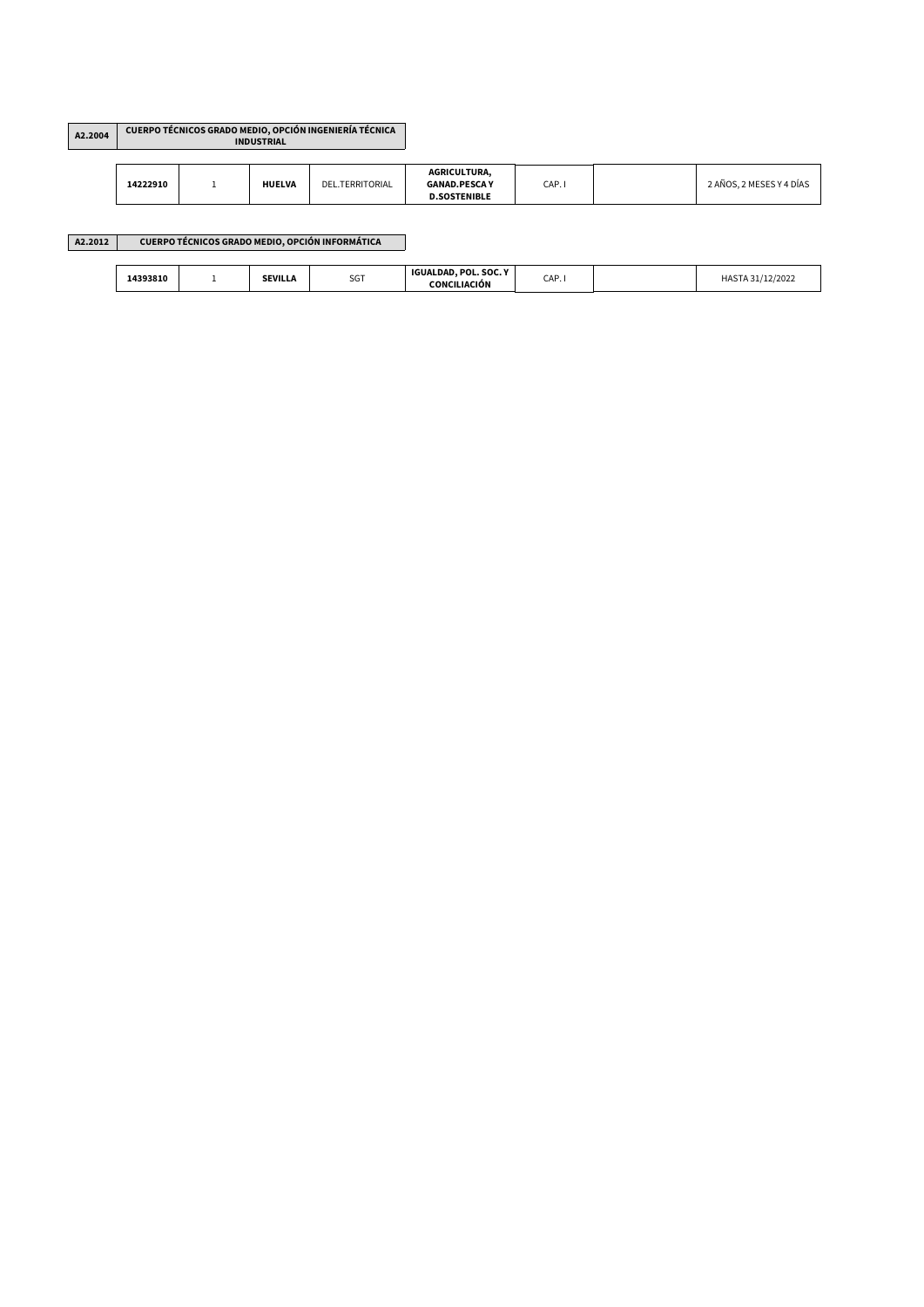| A2.2004 | CUERPO TÉCNICOS GRADO MEDIO, OPCIÓN INGENIERÍA TÉCNICA INDUSTRIAL |
|---|---|

| | | | | | | | |
|---|---|---|---|---|---|---|---|
| **14222910** | 1 | **HUELVA** | DEL.TERRITORIAL | **AGRICULTURA, GANAD.PESCA Y D.SOSTENIBLE** | CAP. I | | 2 AÑOS, 2 MESES Y 4 DÍAS |

| A2.2012 | CUERPO TÉCNICOS GRADO MEDIO, OPCIÓN INFORMÁTICA |
|---|---|

| | | | | | | | |
|---|---|---|---|---|---|---|---|
| **14393810** | 1 | **SEVILLA** | SGT | **IGUALDAD, POL. SOC. Y CONCILIACIÓN** | CAP. I | | HASTA 31/12/2022 |